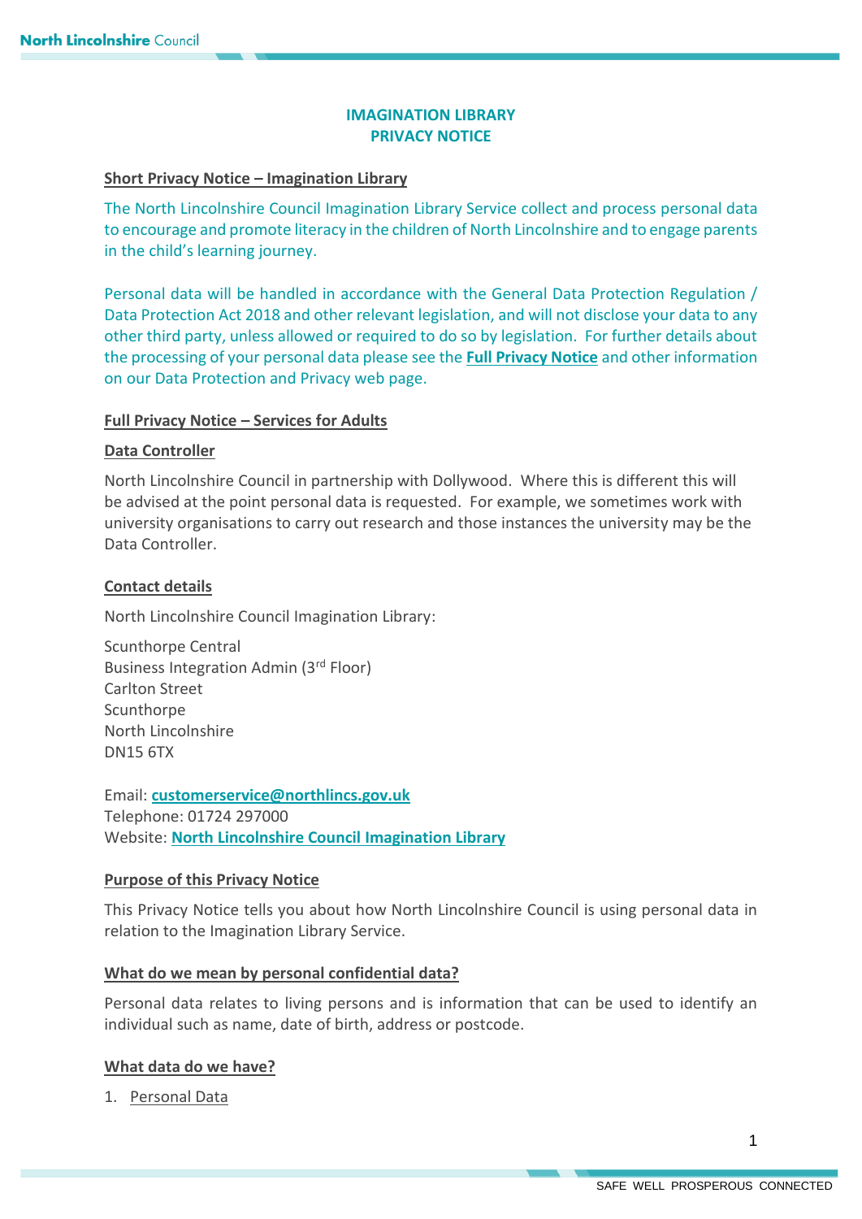# IMAGINATION LIBRARY
# PRIVACY NOTICE

## Short Privacy Notice – Imagination Library

The North Lincolnshire Council Imagination Library Service collect and process personal data to encourage and promote literacy in the children of North Lincolnshire and to engage parents in the child's learning journey.

Personal data will be handled in accordance with the General Data Protection Regulation / Data Protection Act 2018 and other relevant legislation, and will not disclose your data to any other third party, unless allowed or required to do so by legislation. For further details about the processing of your personal data please see the **Full Privacy Notice** and other information on our Data Protection and Privacy web page.

## Full Privacy Notice – Services for Adults

### Data Controller

North Lincolnshire Council in partnership with Dollywood. Where this is different this will be advised at the point personal data is requested. For example, we sometimes work with university organisations to carry out research and those instances the university may be the Data Controller.

### Contact details

North Lincolnshire Council Imagination Library:

Scunthorpe Central
Business Integration Admin (3rd Floor)
Carlton Street
Scunthorpe
North Lincolnshire
DN15 6TX

Email: **customerservice@northlincs.gov.uk**
Telephone: 01724 297000
Website: **North Lincolnshire Council Imagination Library**

### Purpose of this Privacy Notice

This Privacy Notice tells you about how North Lincolnshire Council is using personal data in relation to the Imagination Library Service.

### What do we mean by personal confidential data?

Personal data relates to living persons and is information that can be used to identify an individual such as name, date of birth, address or postcode.

### What data do we have?

1. Personal Data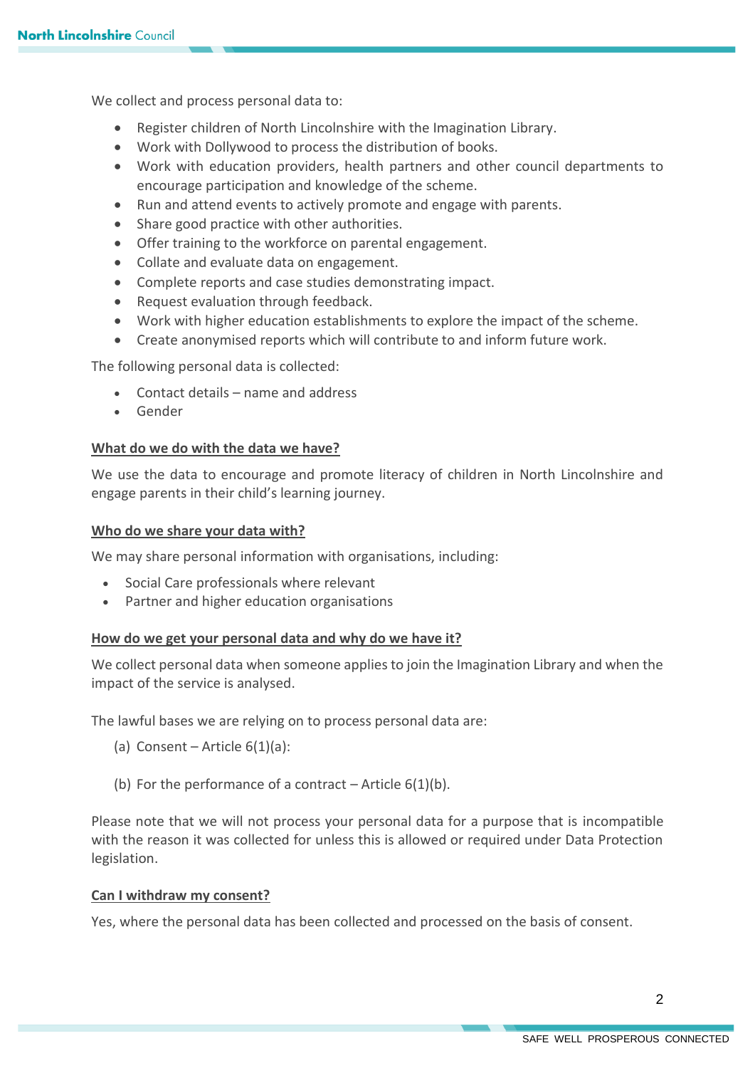We collect and process personal data to:

- Register children of North Lincolnshire with the Imagination Library.
- Work with Dollywood to process the distribution of books.
- Work with education providers, health partners and other council departments to encourage participation and knowledge of the scheme.
- Run and attend events to actively promote and engage with parents.
- Share good practice with other authorities.
- Offer training to the workforce on parental engagement.
- Collate and evaluate data on engagement.
- Complete reports and case studies demonstrating impact.
- Request evaluation through feedback.
- Work with higher education establishments to explore the impact of the scheme.
- Create anonymised reports which will contribute to and inform future work.

The following personal data is collected:

- Contact details – name and address
- Gender

## What do we do with the data we have?

We use the data to encourage and promote literacy of children in North Lincolnshire and engage parents in their child's learning journey.

## Who do we share your data with?

We may share personal information with organisations, including:

- Social Care professionals where relevant
- Partner and higher education organisations

## How do we get your personal data and why do we have it?

We collect personal data when someone applies to join the Imagination Library and when the impact of the service is analysed.

The lawful bases we are relying on to process personal data are:

(a) Consent – Article 6(1)(a):

(b) For the performance of a contract – Article 6(1)(b).

Please note that we will not process your personal data for a purpose that is incompatible with the reason it was collected for unless this is allowed or required under Data Protection legislation.

## Can I withdraw my consent?

Yes, where the personal data has been collected and processed on the basis of consent.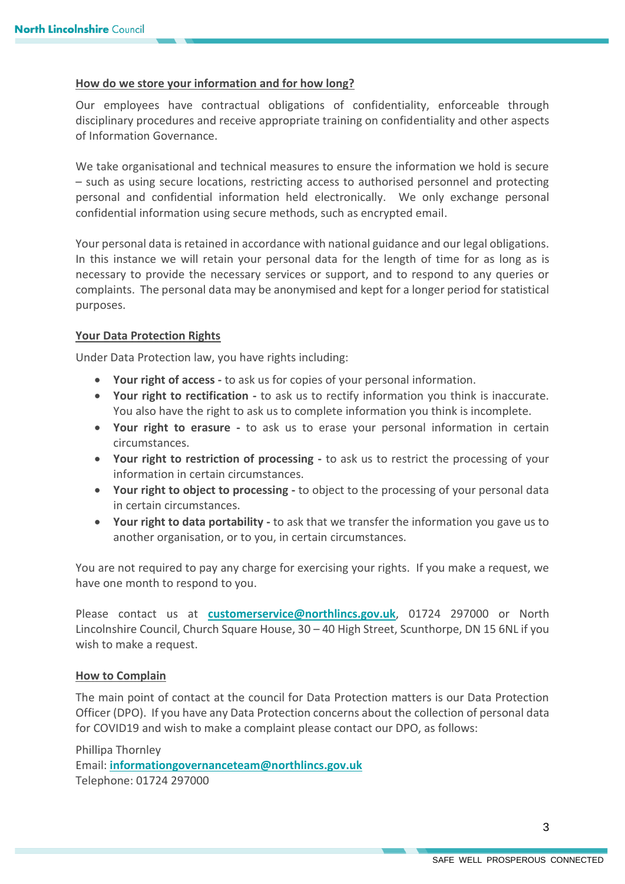## How do we store your information and for how long?

Our employees have contractual obligations of confidentiality, enforceable through disciplinary procedures and receive appropriate training on confidentiality and other aspects of Information Governance.

We take organisational and technical measures to ensure the information we hold is secure – such as using secure locations, restricting access to authorised personnel and protecting personal and confidential information held electronically. We only exchange personal confidential information using secure methods, such as encrypted email.

Your personal data is retained in accordance with national guidance and our legal obligations. In this instance we will retain your personal data for the length of time for as long as is necessary to provide the necessary services or support, and to respond to any queries or complaints. The personal data may be anonymised and kept for a longer period for statistical purposes.

## Your Data Protection Rights

Under Data Protection law, you have rights including:

- **Your right of access -** to ask us for copies of your personal information.
- **Your right to rectification -** to ask us to rectify information you think is inaccurate. You also have the right to ask us to complete information you think is incomplete.
- **Your right to erasure -** to ask us to erase your personal information in certain circumstances.
- **Your right to restriction of processing -** to ask us to restrict the processing of your information in certain circumstances.
- **Your right to object to processing -** to object to the processing of your personal data in certain circumstances.
- **Your right to data portability -** to ask that we transfer the information you gave us to another organisation, or to you, in certain circumstances.

You are not required to pay any charge for exercising your rights. If you make a request, we have one month to respond to you.

Please contact us at **customerservice@northlincs.gov.uk**, 01724 297000 or North Lincolnshire Council, Church Square House, 30 – 40 High Street, Scunthorpe, DN 15 6NL if you wish to make a request.

## How to Complain

The main point of contact at the council for Data Protection matters is our Data Protection Officer (DPO). If you have any Data Protection concerns about the collection of personal data for COVID19 and wish to make a complaint please contact our DPO, as follows:

Phillipa Thornley
Email: **informationgovernanceteam@northlincs.gov.uk**
Telephone: 01724 297000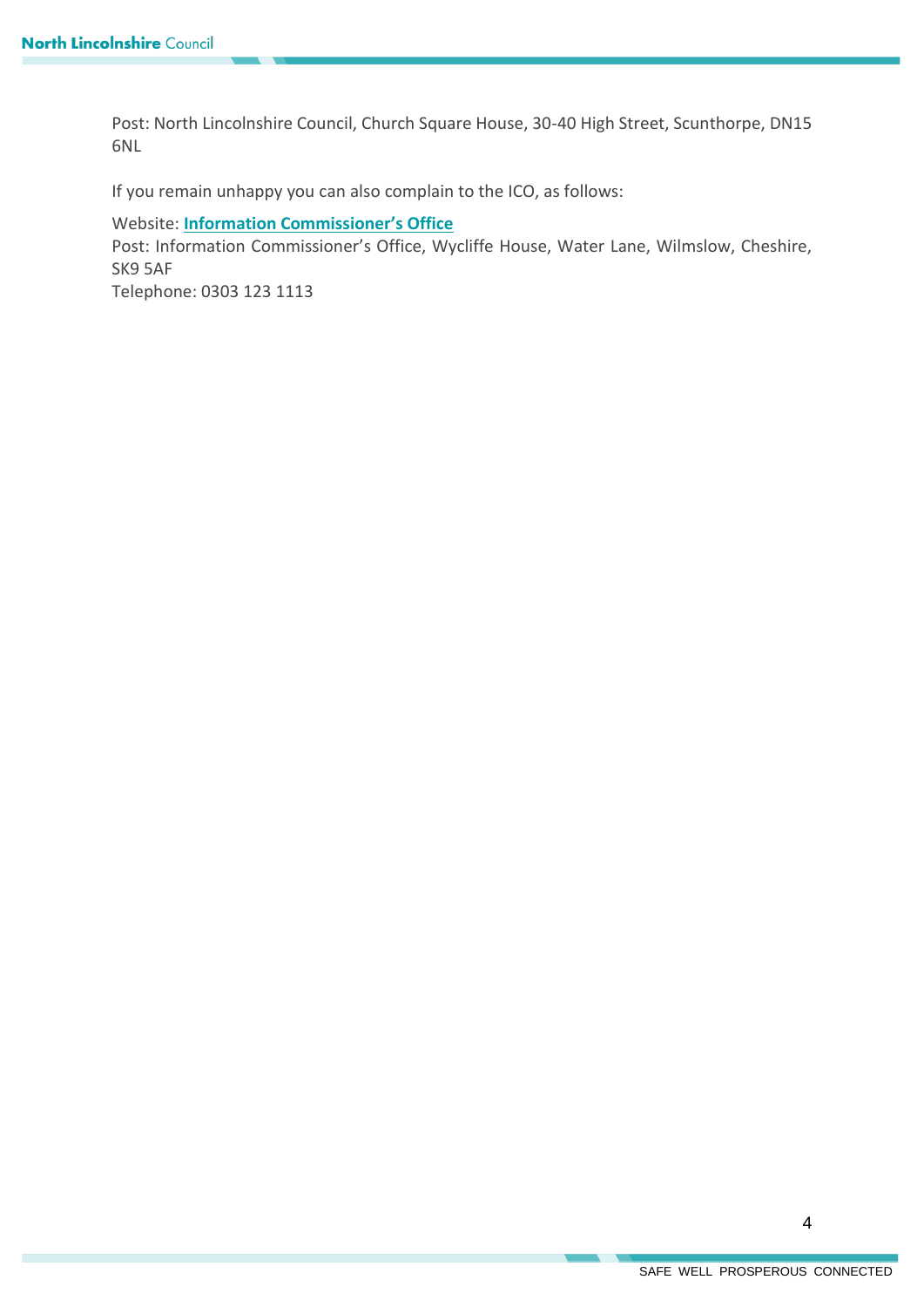Post: North Lincolnshire Council, Church Square House, 30-40 High Street, Scunthorpe, DN15 6NL

If you remain unhappy you can also complain to the ICO, as follows:

Website: **Information Commissioner's Office**
Post: Information Commissioner's Office, Wycliffe House, Water Lane, Wilmslow, Cheshire, SK9 5AF
Telephone: 0303 123 1113